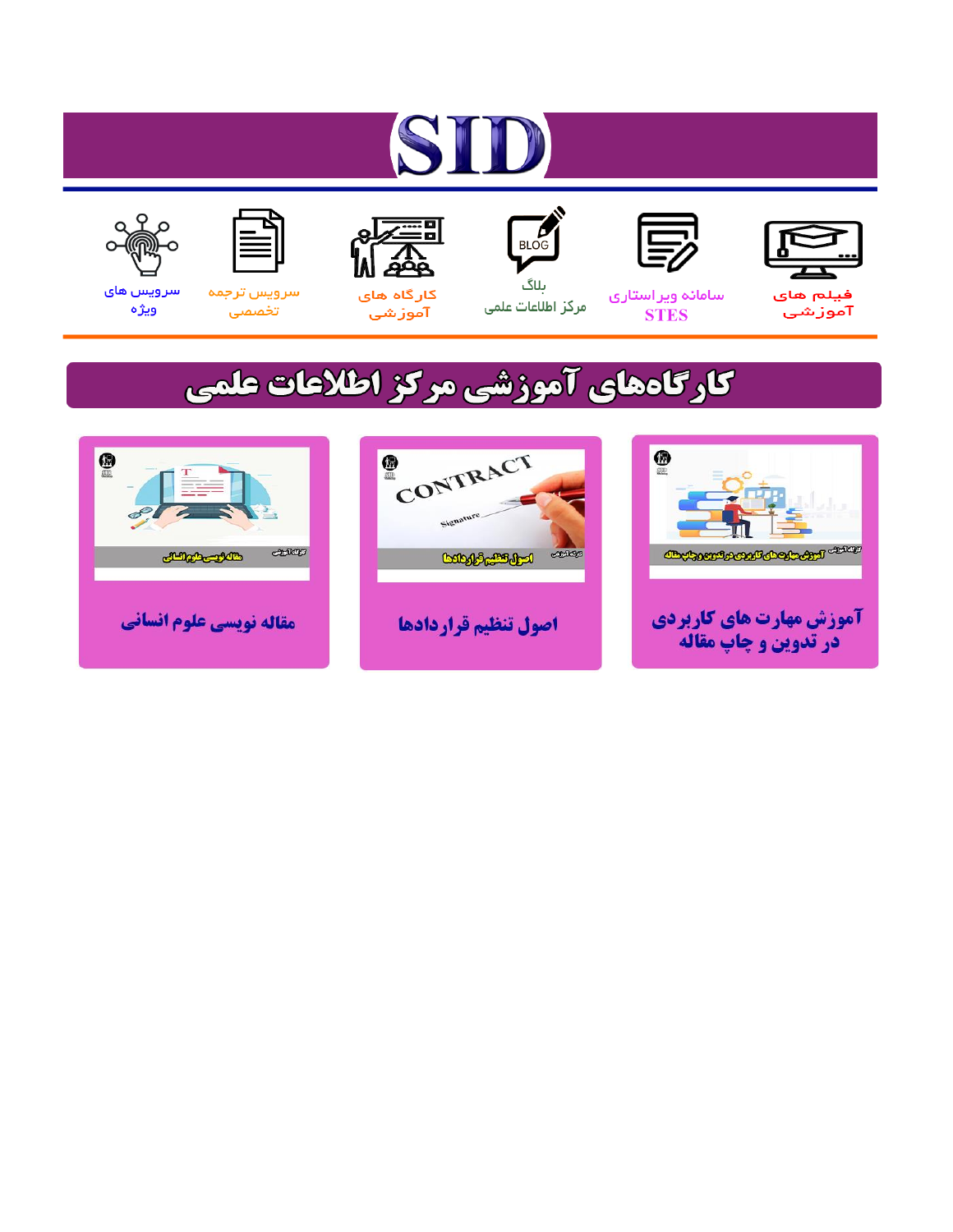# SID

فیلم های آموزشی

سامانه ویراستاری STES

بلاگ مرکز اطلاعات علمی

کارگاه های آموزشی

سرویس ترجمه تخصصی

سرویس های ویژه

## کارگاه‌های آموزشی مرکز اطلاعات علمی

آموزش مهارت های کاربردی در تدوین و چاپ مقاله

اصول تنظیم قراردادها

مقاله نویسی علوم انسانی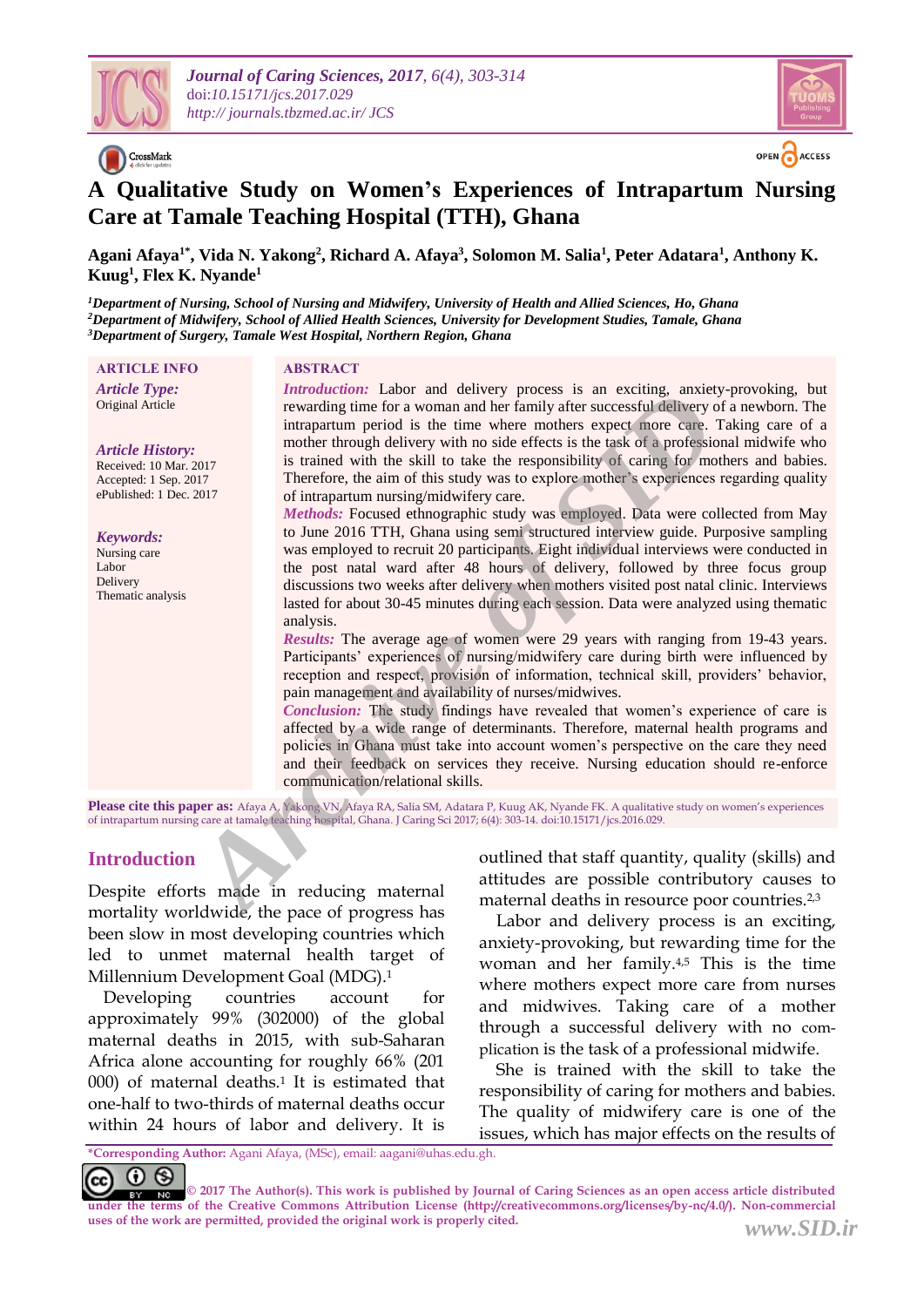# A Qualitative Study on Women's Experiences of Intrapartum Nursing Care at Tamale Teaching Hospital (TTH), Ghana

**Agani Afaya[1*], Vida N. Yakong[2], Richard A. Afaya[3], Solomon M. Salia[1], Peter Adatara[1], Anthony K. Kuug[1], Flex K. Nyande[1]**

*[1]Department of Nursing, School of Nursing and Midwifery, University of Health and Allied Sciences, Ho, Ghana*
*[2]Department of Midwifery, School of Allied Health Sciences, University for Development Studies, Tamale, Ghana*
*[3]Department of Surgery, Tamale West Hospital, Northern Region, Ghana*

**ARTICLE INFO**

***Article Type:***
Original Article

***Article History:***
Received: 10 Mar. 2017
Accepted: 1 Sep. 2017
ePublished: 1 Dec. 2017

***Keywords:***
Nursing care
Labor
Delivery
Thematic analysis

**ABSTRACT**

***Introduction:*** Labor and delivery process is an exciting, anxiety-provoking, but rewarding time for a woman and her family after successful delivery of a newborn. The intrapartum period is the time where mothers expect more care. Taking care of a mother through delivery with no side effects is the task of a professional midwife who is trained with the skill to take the responsibility of caring for mothers and babies. Therefore, the aim of this study was to explore mother's experiences regarding quality of intrapartum nursing/midwifery care.

***Methods:*** Focused ethnographic study was employed. Data were collected from May to June 2016 TTH, Ghana using semi structured interview guide. Purposive sampling was employed to recruit 20 participants. Eight individual interviews were conducted in the post natal ward after 48 hours of delivery, followed by three focus group discussions two weeks after delivery when mothers visited post natal clinic. Interviews lasted for about 30-45 minutes during each session. Data were analyzed using thematic analysis.

***Results:*** The average age of women were 29 years with ranging from 19-43 years. Participants' experiences of nursing/midwifery care during birth were influenced by reception and respect, provision of information, technical skill, providers' behavior, pain management and availability of nurses/midwives.

***Conclusion:*** The study findings have revealed that women's experience of care is affected by a wide range of determinants. Therefore, maternal health programs and policies in Ghana must take into account women's perspective on the care they need and their feedback on services they receive. Nursing education should re-enforce communication/relational skills.

**Please cite this paper as:** Afaya A, Yakong VN, Afaya RA, Salia SM, Adatara P, Kuug AK, Nyande FK. A qualitative study on women's experiences of intrapartum nursing care at tamale teaching hospital, Ghana. J Caring Sci 2017; 6(4): 303-14. doi:10.15171/jcs.2016.029.

## Introduction

Despite efforts made in reducing maternal mortality worldwide, the pace of progress has been slow in most developing countries which led to unmet maternal health target of Millennium Development Goal (MDG).[1]

Developing countries account for approximately 99% (302000) of the global maternal deaths in 2015, with sub-Saharan Africa alone accounting for roughly 66% (201 000) of maternal deaths.[1] It is estimated that one-half to two-thirds of maternal deaths occur within 24 hours of labor and delivery. It is outlined that staff quantity, quality (skills) and attitudes are possible contributory causes to maternal deaths in resource poor countries.[2,3]

Labor and delivery process is an exciting, anxiety-provoking, but rewarding time for the woman and her family.[4,5] This is the time where mothers expect more care from nurses and midwives. Taking care of a mother through a successful delivery with no complication is the task of a professional midwife.

She is trained with the skill to take the responsibility of caring for mothers and babies. The quality of midwifery care is one of the issues, which has major effects on the results of

*Corresponding Author: Agani Afaya, (MSc), email: aagani@uhas.edu.gh.

© 2017 The Author(s). This work is published by Journal of Caring Sciences as an open access article distributed under the terms of the Creative Commons Attribution License (http://creativecommons.org/licenses/by-nc/4.0/). Non-commercial uses of the work are permitted, provided the original work is properly cited.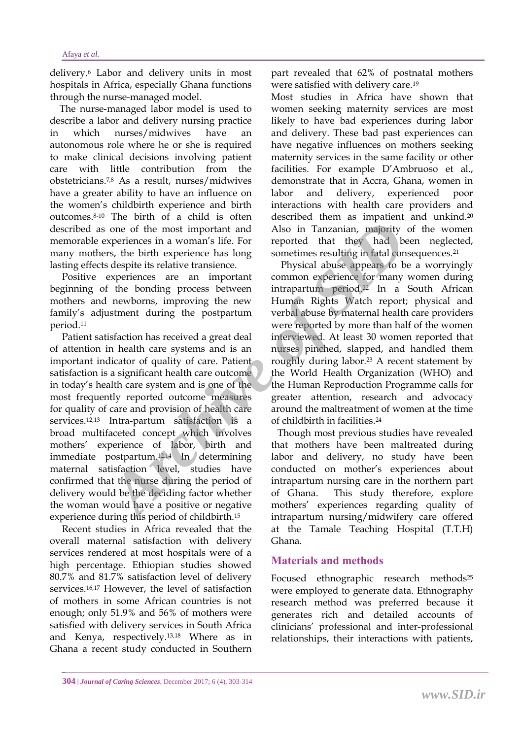delivery.[6] Labor and delivery units in most hospitals in Africa, especially Ghana functions through the nurse-managed model.

The nurse-managed labor model is used to describe a labor and delivery nursing practice in which nurses/midwives have an autonomous role where he or she is required to make clinical decisions involving patient care with little contribution from the obstetricians.[7,8] As a result, nurses/midwives have a greater ability to have an influence on the women's childbirth experience and birth outcomes.[8-10] The birth of a child is often described as one of the most important and memorable experiences in a woman's life. For many mothers, the birth experience has long lasting effects despite its relative transience.

Positive experiences are an important beginning of the bonding process between mothers and newborns, improving the new family's adjustment during the postpartum period.[11]

Patient satisfaction has received a great deal of attention in health care systems and is an important indicator of quality of care. Patient satisfaction is a significant health care outcome in today's health care system and is one of the most frequently reported outcome measures for quality of care and provision of health care services.[12,13] Intra-partum satisfaction is a broad multifaceted concept which involves mothers' experience of labor, birth and immediate postpartum.[12,14] In determining maternal satisfaction level, studies have confirmed that the nurse during the period of delivery would be the deciding factor whether the woman would have a positive or negative experience during this period of childbirth.[15]

Recent studies in Africa revealed that the overall maternal satisfaction with delivery services rendered at most hospitals were of a high percentage. Ethiopian studies showed 80.7% and 81.7% satisfaction level of delivery services.[16,17] However, the level of satisfaction of mothers in some African countries is not enough; only 51.9% and 56% of mothers were satisfied with delivery services in South Africa and Kenya, respectively.[13,18] Where as in Ghana a recent study conducted in Southern part revealed that 62% of postnatal mothers were satisfied with delivery care.[19]

Most studies in Africa have shown that women seeking maternity services are most likely to have bad experiences during labor and delivery. These bad past experiences can have negative influences on mothers seeking maternity services in the same facility or other facilities. For example D'Ambruoso et al., demonstrate that in Accra, Ghana, women in labor and delivery, experienced poor interactions with health care providers and described them as impatient and unkind.[20] Also in Tanzanian, majority of the women reported that they had been neglected, sometimes resulting in fatal consequences.[21]

Physical abuse appears to be a worryingly common experience for many women during intrapartum period.[22] In a South African Human Rights Watch report; physical and verbal abuse by maternal health care providers were reported by more than half of the women interviewed. At least 30 women reported that nurses pinched, slapped, and handled them roughly during labor.[23] A recent statement by the World Health Organization (WHO) and the Human Reproduction Programme calls for greater attention, research and advocacy around the maltreatment of women at the time of childbirth in facilities.[24]

Though most previous studies have revealed that mothers have been maltreated during labor and delivery, no study have been conducted on mother's experiences about intrapartum nursing care in the northern part of Ghana. This study therefore, explore mothers' experiences regarding quality of intrapartum nursing/midwifery care offered at the Tamale Teaching Hospital (T.T.H) Ghana.

## Materials and methods

Focused ethnographic research methods[25] were employed to generate data. Ethnography research method was preferred because it generates rich and detailed accounts of clinicians' professional and inter-professional relationships, their interactions with patients,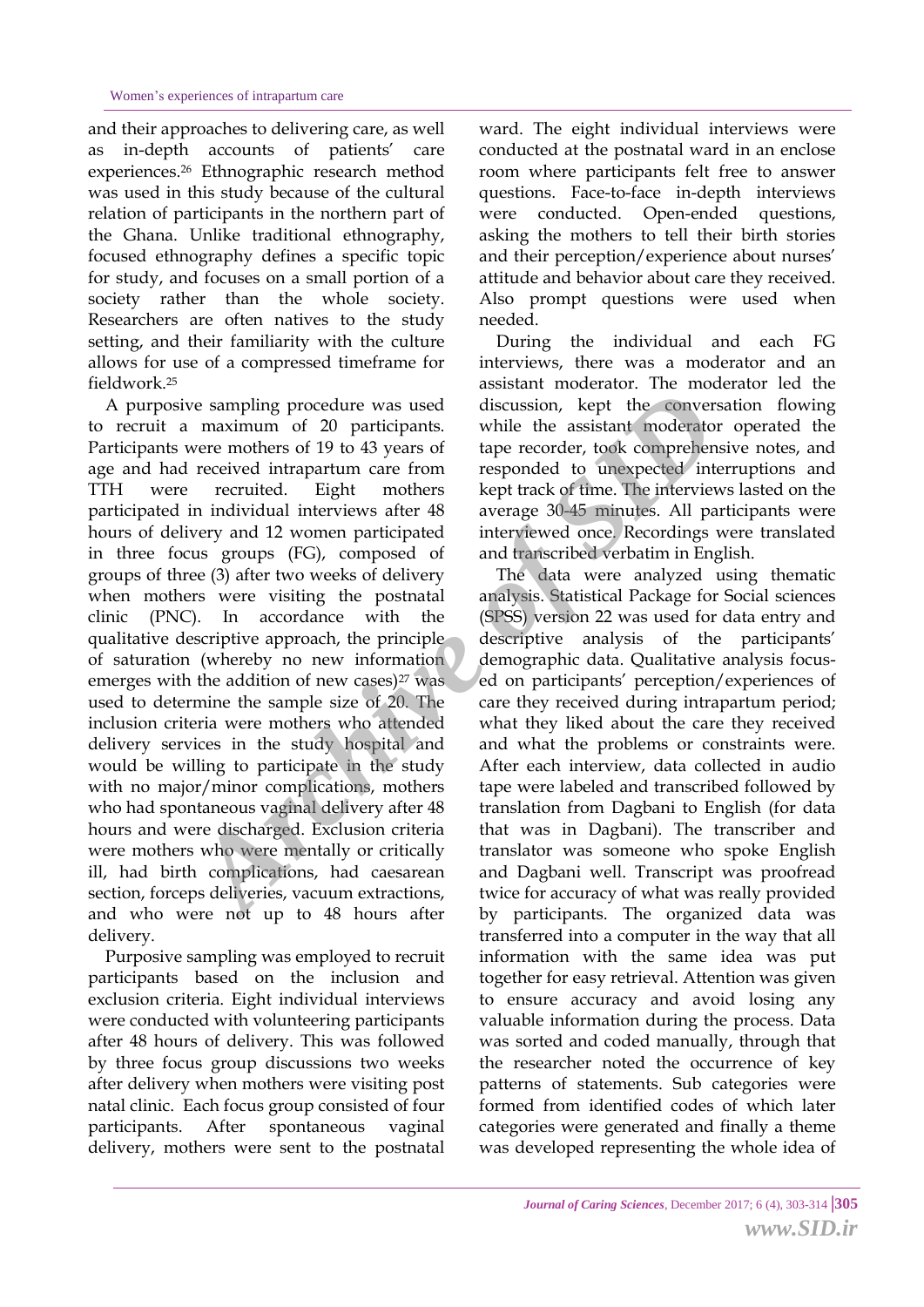and their approaches to delivering care, as well as in-depth accounts of patients' care experiences.[26] Ethnographic research method was used in this study because of the cultural relation of participants in the northern part of the Ghana. Unlike traditional ethnography, focused ethnography defines a specific topic for study, and focuses on a small portion of a society rather than the whole society. Researchers are often natives to the study setting, and their familiarity with the culture allows for use of a compressed timeframe for fieldwork.[25]

A purposive sampling procedure was used to recruit a maximum of 20 participants. Participants were mothers of 19 to 43 years of age and had received intrapartum care from TTH were recruited. Eight mothers participated in individual interviews after 48 hours of delivery and 12 women participated in three focus groups (FG), composed of groups of three (3) after two weeks of delivery when mothers were visiting the postnatal clinic (PNC). In accordance with the qualitative descriptive approach, the principle of saturation (whereby no new information emerges with the addition of new cases)[27] was used to determine the sample size of 20. The inclusion criteria were mothers who attended delivery services in the study hospital and would be willing to participate in the study with no major/minor complications, mothers who had spontaneous vaginal delivery after 48 hours and were discharged. Exclusion criteria were mothers who were mentally or critically ill, had birth complications, had caesarean section, forceps deliveries, vacuum extractions, and who were not up to 48 hours after delivery.

Purposive sampling was employed to recruit participants based on the inclusion and exclusion criteria. Eight individual interviews were conducted with volunteering participants after 48 hours of delivery. This was followed by three focus group discussions two weeks after delivery when mothers were visiting post natal clinic. Each focus group consisted of four participants. After spontaneous vaginal delivery, mothers were sent to the postnatal ward. The eight individual interviews were conducted at the postnatal ward in an enclose room where participants felt free to answer questions. Face-to-face in-depth interviews were conducted. Open-ended questions, asking the mothers to tell their birth stories and their perception/experience about nurses' attitude and behavior about care they received. Also prompt questions were used when needed.

During the individual and each FG interviews, there was a moderator and an assistant moderator. The moderator led the discussion, kept the conversation flowing while the assistant moderator operated the tape recorder, took comprehensive notes, and responded to unexpected interruptions and kept track of time. The interviews lasted on the average 30-45 minutes. All participants were interviewed once. Recordings were translated and transcribed verbatim in English.

The data were analyzed using thematic analysis. Statistical Package for Social sciences (SPSS) version 22 was used for data entry and descriptive analysis of the participants' demographic data. Qualitative analysis focused on participants' perception/experiences of care they received during intrapartum period; what they liked about the care they received and what the problems or constraints were. After each interview, data collected in audio tape were labeled and transcribed followed by translation from Dagbani to English (for data that was in Dagbani). The transcriber and translator was someone who spoke English and Dagbani well. Transcript was proofread twice for accuracy of what was really provided by participants. The organized data was transferred into a computer in the way that all information with the same idea was put together for easy retrieval. Attention was given to ensure accuracy and avoid losing any valuable information during the process. Data was sorted and coded manually, through that the researcher noted the occurrence of key patterns of statements. Sub categories were formed from identified codes of which later categories were generated and finally a theme was developed representing the whole idea of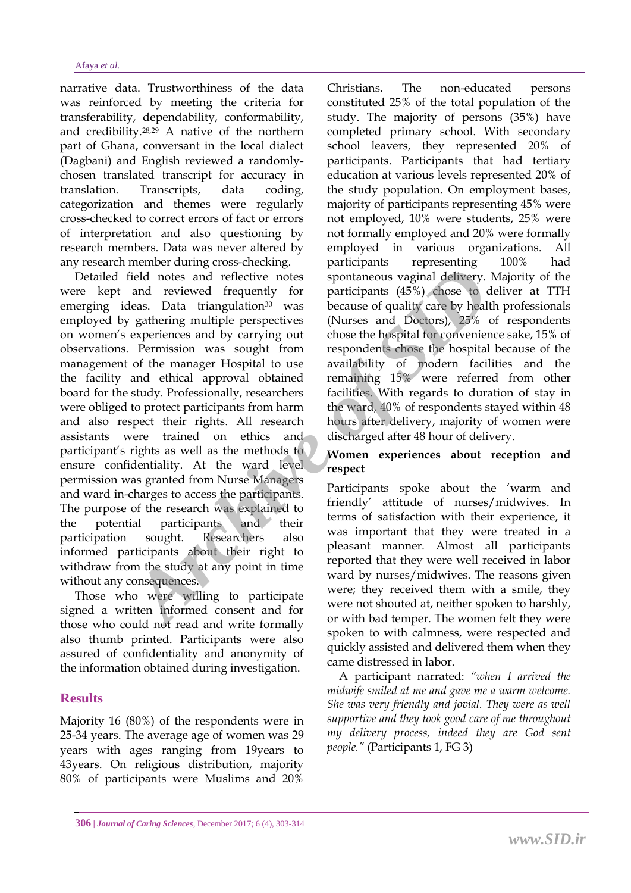narrative data. Trustworthiness of the data was reinforced by meeting the criteria for transferability, dependability, conformability, and credibility.[28,29] A native of the northern part of Ghana, conversant in the local dialect (Dagbani) and English reviewed a randomly-chosen translated transcript for accuracy in translation. Transcripts, data coding, categorization and themes were regularly cross-checked to correct errors of fact or errors of interpretation and also questioning by research members. Data was never altered by any research member during cross-checking.

Detailed field notes and reflective notes were kept and reviewed frequently for emerging ideas. Data triangulation[30] was employed by gathering multiple perspectives on women's experiences and by carrying out observations. Permission was sought from management of the manager Hospital to use the facility and ethical approval obtained board for the study. Professionally, researchers were obliged to protect participants from harm and also respect their rights. All research assistants were trained on ethics and participant's rights as well as the methods to ensure confidentiality. At the ward level permission was granted from Nurse Managers and ward in-charges to access the participants. The purpose of the research was explained to the potential participants and their participation sought. Researchers also informed participants about their right to withdraw from the study at any point in time without any consequences.

Those who were willing to participate signed a written informed consent and for those who could not read and write formally also thumb printed. Participants were also assured of confidentiality and anonymity of the information obtained during investigation.

## Results

Majority 16 (80%) of the respondents were in 25-34 years. The average age of women was 29 years with ages ranging from 19years to 43years. On religious distribution, majority 80% of participants were Muslims and 20% Christians. The non-educated persons constituted 25% of the total population of the study. The majority of persons (35%) have completed primary school. With secondary school leavers, they represented 20% of participants. Participants that had tertiary education at various levels represented 20% of the study population. On employment bases, majority of participants representing 45% were not employed, 10% were students, 25% were not formally employed and 20% were formally employed in various organizations. All participants representing 100% had spontaneous vaginal delivery. Majority of the participants (45%) chose to deliver at TTH because of quality care by health professionals (Nurses and Doctors), 25% of respondents chose the hospital for convenience sake, 15% of respondents chose the hospital because of the availability of modern facilities and the remaining 15% were referred from other facilities. With regards to duration of stay in the ward, 40% of respondents stayed within 48 hours after delivery, majority of women were discharged after 48 hour of delivery.

### Women experiences about reception and respect

Participants spoke about the 'warm and friendly' attitude of nurses/midwives. In terms of satisfaction with their experience, it was important that they were treated in a pleasant manner. Almost all participants reported that they were well received in labor ward by nurses/midwives. The reasons given were; they received them with a smile, they were not shouted at, neither spoken to harshly, or with bad temper. The women felt they were spoken to with calmness, were respected and quickly assisted and delivered them when they came distressed in labor.

A participant narrated: *"when I arrived the midwife smiled at me and gave me a warm welcome. She was very friendly and jovial. They were as well supportive and they took good care of me throughout my delivery process, indeed they are God sent people."* (Participants 1, FG 3)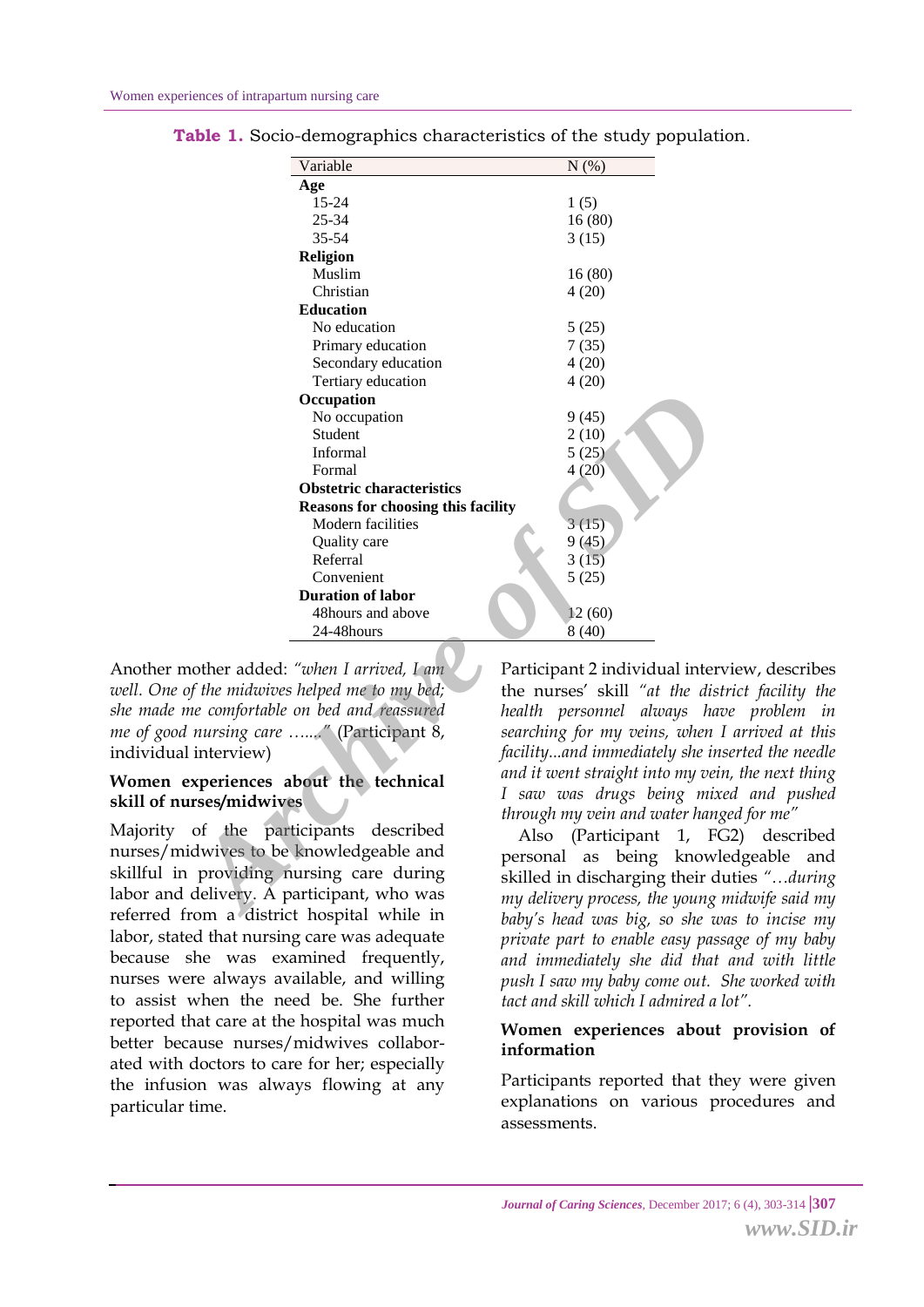**Table 1.** Socio-demographics characteristics of the study population.

| Variable | N (%) |
|---|---|
| **Age** | |
| 15-24 | 1 (5) |
| 25-34 | 16 (80) |
| 35-54 | 3 (15) |
| **Religion** | |
| Muslim | 16 (80) |
| Christian | 4 (20) |
| **Education** | |
| No education | 5 (25) |
| Primary education | 7 (35) |
| Secondary education | 4 (20) |
| Tertiary education | 4 (20) |
| **Occupation** | |
| No occupation | 9 (45) |
| Student | 2 (10) |
| Informal | 5 (25) |
| Formal | 4 (20) |
| **Obstetric characteristics** | |
| **Reasons for choosing this facility** | |
| Modern facilities | 3 (15) |
| Quality care | 9 (45) |
| Referral | 3 (15) |
| Convenient | 5 (25) |
| **Duration of labor** | |
| 48hours and above | 12 (60) |
| 24-48hours | 8 (40) |

Another mother added: *"when I arrived, I am well. One of the midwives helped me to my bed; she made me comfortable on bed and reassured me of good nursing care ……"* (Participant 8, individual interview)

### Women experiences about the technical skill of nurses/midwives

Majority of the participants described nurses/midwives to be knowledgeable and skillful in providing nursing care during labor and delivery. A participant, who was referred from a district hospital while in labor, stated that nursing care was adequate because she was examined frequently, nurses were always available, and willing to assist when the need be. She further reported that care at the hospital was much better because nurses/midwives collaborated with doctors to care for her; especially the infusion was always flowing at any particular time.

Participant 2 individual interview, describes the nurses' skill *"at the district facility the health personnel always have problem in searching for my veins, when I arrived at this facility...and immediately she inserted the needle and it went straight into my vein, the next thing I saw was drugs being mixed and pushed through my vein and water hanged for me"*

Also (Participant 1, FG2) described personal as being knowledgeable and skilled in discharging their duties *"…during my delivery process, the young midwife said my baby's head was big, so she was to incise my private part to enable easy passage of my baby and immediately she did that and with little push I saw my baby come out. She worked with tact and skill which I admired a lot".*

### Women experiences about provision of information

Participants reported that they were given explanations on various procedures and assessments.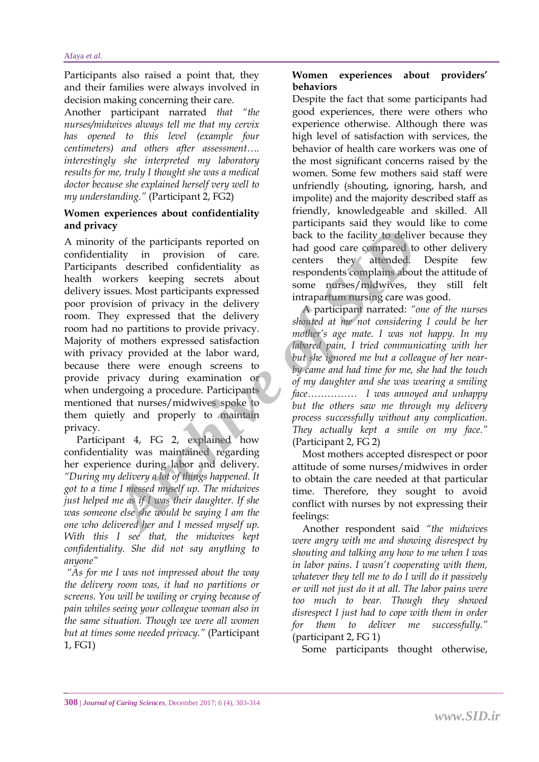Participants also raised a point that, they and their families were always involved in decision making concerning their care.

Another participant narrated *that "the nurses/midwives always tell me that my cervix has opened to this level (example four centimeters) and others after assessment…. interestingly she interpreted my laboratory results for me, truly I thought she was a medical doctor because she explained herself very well to my understanding."* (Participant 2, FG2)

**Women experiences about confidentiality and privacy**

A minority of the participants reported on confidentiality in provision of care. Participants described confidentiality as health workers keeping secrets about delivery issues. Most participants expressed poor provision of privacy in the delivery room. They expressed that the delivery room had no partitions to provide privacy. Majority of mothers expressed satisfaction with privacy provided at the labor ward, because there were enough screens to provide privacy during examination or when undergoing a procedure. Participants mentioned that nurses/midwives spoke to them quietly and properly to maintain privacy.

Participant 4, FG 2, explained how confidentiality was maintained regarding her experience during labor and delivery. *"During my delivery a lot of things happened. It got to a time I messed myself up. The midwives just helped me as if I was their daughter. If she was someone else she would be saying I am the one who delivered her and I messed myself up. With this I see that, the midwives kept confidentiality. She did not say anything to anyone"*

*"As for me I was not impressed about the way the delivery room was, it had no partitions or screens. You will be wailing or crying because of pain whiles seeing your colleague woman also in the same situation. Though we were all women but at times some needed privacy."* (Participant 1, FG1)

**Women experiences about providers' behaviors**

Despite the fact that some participants had good experiences, there were others who experience otherwise. Although there was high level of satisfaction with services, the behavior of health care workers was one of the most significant concerns raised by the women. Some few mothers said staff were unfriendly (shouting, ignoring, harsh, and impolite) and the majority described staff as friendly, knowledgeable and skilled. All participants said they would like to come back to the facility to deliver because they had good care compared to other delivery centers they attended. Despite few respondents complains about the attitude of some nurses/midwives, they still felt intrapartum nursing care was good.

A participant narrated: *"one of the nurses shouted at me not considering I could be her mother's age mate. I was not happy. In my labored pain, I tried communicating with her but she ignored me but a colleague of her near-by came and had time for me, she had the touch of my daughter and she was wearing a smiling face…………… I was annoyed and unhappy but the others saw me through my delivery process successfully without any complication. They actually kept a smile on my face."* (Participant 2, FG 2)

Most mothers accepted disrespect or poor attitude of some nurses/midwives in order to obtain the care needed at that particular time. Therefore, they sought to avoid conflict with nurses by not expressing their feelings:

Another respondent said *"the midwives were angry with me and showing disrespect by shouting and talking any how to me when I was in labor pains. I wasn't cooperating with them, whatever they tell me to do I will do it passively or will not just do it at all. The labor pains were too much to bear. Though they showed disrespect I just had to cope with them in order for them to deliver me successfully."* (participant 2, FG 1)

Some participants thought otherwise,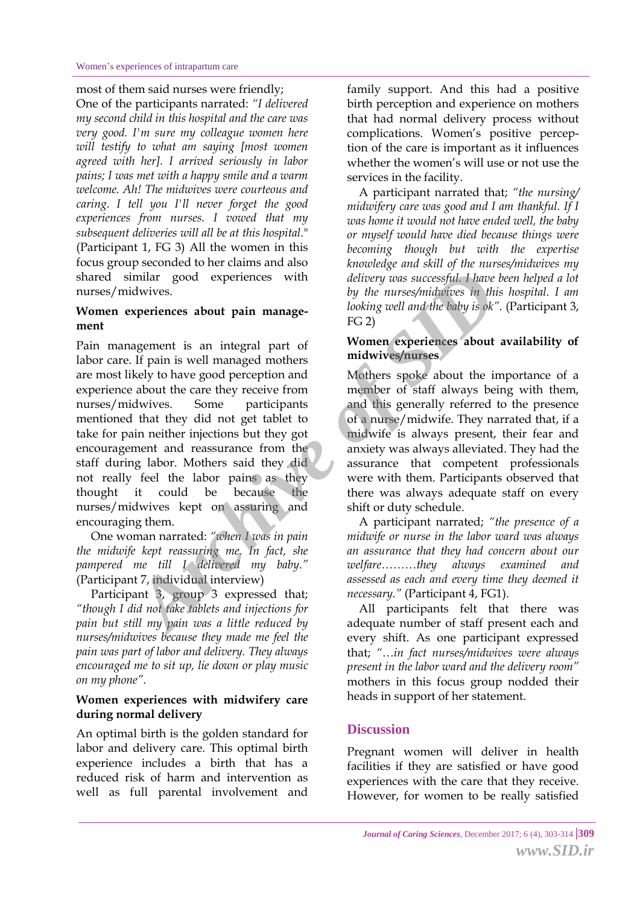most of them said nurses were friendly; One of the participants narrated: *"I delivered my second child in this hospital and the care was very good. I'm sure my colleague women here will testify to what am saying [most women agreed with her]. I arrived seriously in labor pains; I was met with a happy smile and a warm welcome. Ah! The midwives were courteous and caring. I tell you I'll never forget the good experiences from nurses. I vowed that my subsequent deliveries will all be at this hospital."* (Participant 1, FG 3) All the women in this focus group seconded to her claims and also shared similar good experiences with nurses/midwives.

**Women experiences about pain management**

Pain management is an integral part of labor care. If pain is well managed mothers are most likely to have good perception and experience about the care they receive from nurses/midwives. Some participants mentioned that they did not get tablet to take for pain neither injections but they got encouragement and reassurance from the staff during labor. Mothers said they did not really feel the labor pains as they thought it could be because the nurses/midwives kept on assuring and encouraging them.

One woman narrated: *"when I was in pain the midwife kept reassuring me. In fact, she pampered me till I delivered my baby."* (Participant 7, individual interview)

Participant 3, group 3 expressed that; *"though I did not take tablets and injections for pain but still my pain was a little reduced by nurses/midwives because they made me feel the pain was part of labor and delivery. They always encouraged me to sit up, lie down or play music on my phone"*.

**Women experiences with midwifery care during normal delivery**

An optimal birth is the golden standard for labor and delivery care. This optimal birth experience includes a birth that has a reduced risk of harm and intervention as well as full parental involvement and family support. And this had a positive birth perception and experience on mothers that had normal delivery process without complications. Women's positive perception of the care is important as it influences whether the women's will use or not use the services in the facility.

A participant narrated that; *"the nursing/midwifery care was good and I am thankful. If I was home it would not have ended well, the baby or myself would have died because things were becoming though but with the expertise knowledge and skill of the nurses/midwives my delivery was successful. I have been helped a lot by the nurses/midwives in this hospital. I am looking well and the baby is ok".* (Participant 3, FG 2)

**Women experiences about availability of midwives/nurses**

Mothers spoke about the importance of a member of staff always being with them, and this generally referred to the presence of a nurse/midwife. They narrated that, if a midwife is always present, their fear and anxiety was always alleviated. They had the assurance that competent professionals were with them. Participants observed that there was always adequate staff on every shift or duty schedule.

A participant narrated; *"the presence of a midwife or nurse in the labor ward was always an assurance that they had concern about our welfare………they always examined and assessed as each and every time they deemed it necessary."* (Participant 4, FG1).

All participants felt that there was adequate number of staff present each and every shift. As one participant expressed that; *"…in fact nurses/midwives were always present in the labor ward and the delivery room"* mothers in this focus group nodded their heads in support of her statement.

## Discussion

Pregnant women will deliver in health facilities if they are satisfied or have good experiences with the care that they receive. However, for women to be really satisfied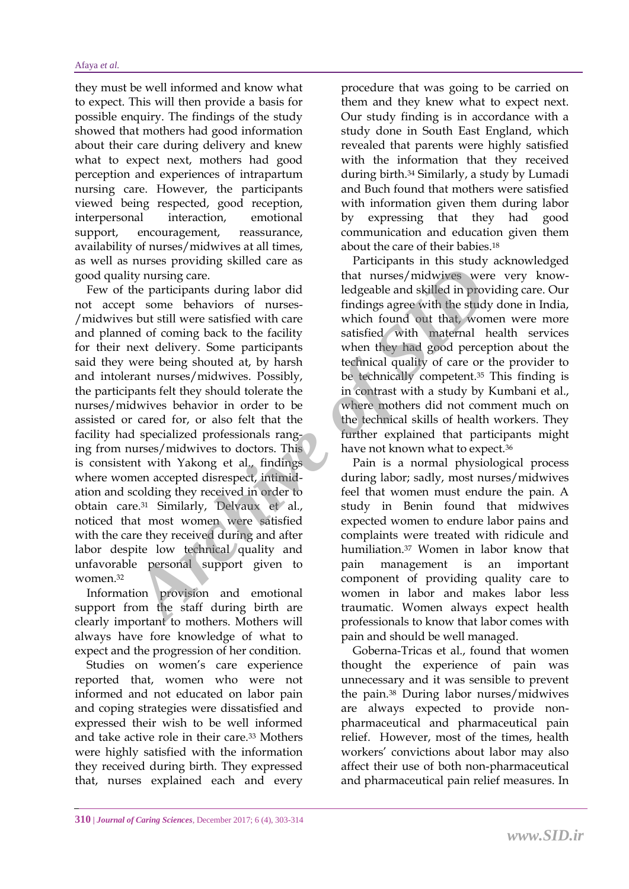they must be well informed and know what to expect. This will then provide a basis for possible enquiry. The findings of the study showed that mothers had good information about their care during delivery and knew what to expect next, mothers had good perception and experiences of intrapartum nursing care. However, the participants viewed being respected, good reception, interpersonal interaction, emotional support, encouragement, reassurance, availability of nurses/midwives at all times, as well as nurses providing skilled care as good quality nursing care.

Few of the participants during labor did not accept some behaviors of nurses-/midwives but still were satisfied with care and planned of coming back to the facility for their next delivery. Some participants said they were being shouted at, by harsh and intolerant nurses/midwives. Possibly, the participants felt they should tolerate the nurses/midwives behavior in order to be assisted or cared for, or also felt that the facility had specialized professionals ranging from nurses/midwives to doctors. This is consistent with Yakong et al., findings where women accepted disrespect, intimidation and scolding they received in order to obtain care.[31] Similarly, Delvaux et al., noticed that most women were satisfied with the care they received during and after labor despite low technical quality and unfavorable personal support given to women.[32]

Information provision and emotional support from the staff during birth are clearly important to mothers. Mothers will always have fore knowledge of what to expect and the progression of her condition.

Studies on women's care experience reported that, women who were not informed and not educated on labor pain and coping strategies were dissatisfied and expressed their wish to be well informed and take active role in their care.[33] Mothers were highly satisfied with the information they received during birth. They expressed that, nurses explained each and every procedure that was going to be carried on them and they knew what to expect next. Our study finding is in accordance with a study done in South East England, which revealed that parents were highly satisfied with the information that they received during birth.[34] Similarly, a study by Lumadi and Buch found that mothers were satisfied with information given them during labor by expressing that they had good communication and education given them about the care of their babies.[18]

Participants in this study acknowledged that nurses/midwives were very knowledgeable and skilled in providing care. Our findings agree with the study done in India, which found out that, women were more satisfied with maternal health services when they had good perception about the technical quality of care or the provider to be technically competent.[35] This finding is in contrast with a study by Kumbani et al., where mothers did not comment much on the technical skills of health workers. They further explained that participants might have not known what to expect.[36]

Pain is a normal physiological process during labor; sadly, most nurses/midwives feel that women must endure the pain. A study in Benin found that midwives expected women to endure labor pains and complaints were treated with ridicule and humiliation.[37] Women in labor know that pain management is an important component of providing quality care to women in labor and makes labor less traumatic. Women always expect health professionals to know that labor comes with pain and should be well managed.

Goberna-Tricas et al., found that women thought the experience of pain was unnecessary and it was sensible to prevent the pain.[38] During labor nurses/midwives are always expected to provide non-pharmaceutical and pharmaceutical pain relief. However, most of the times, health workers' convictions about labor may also affect their use of both non-pharmaceutical and pharmaceutical pain relief measures. In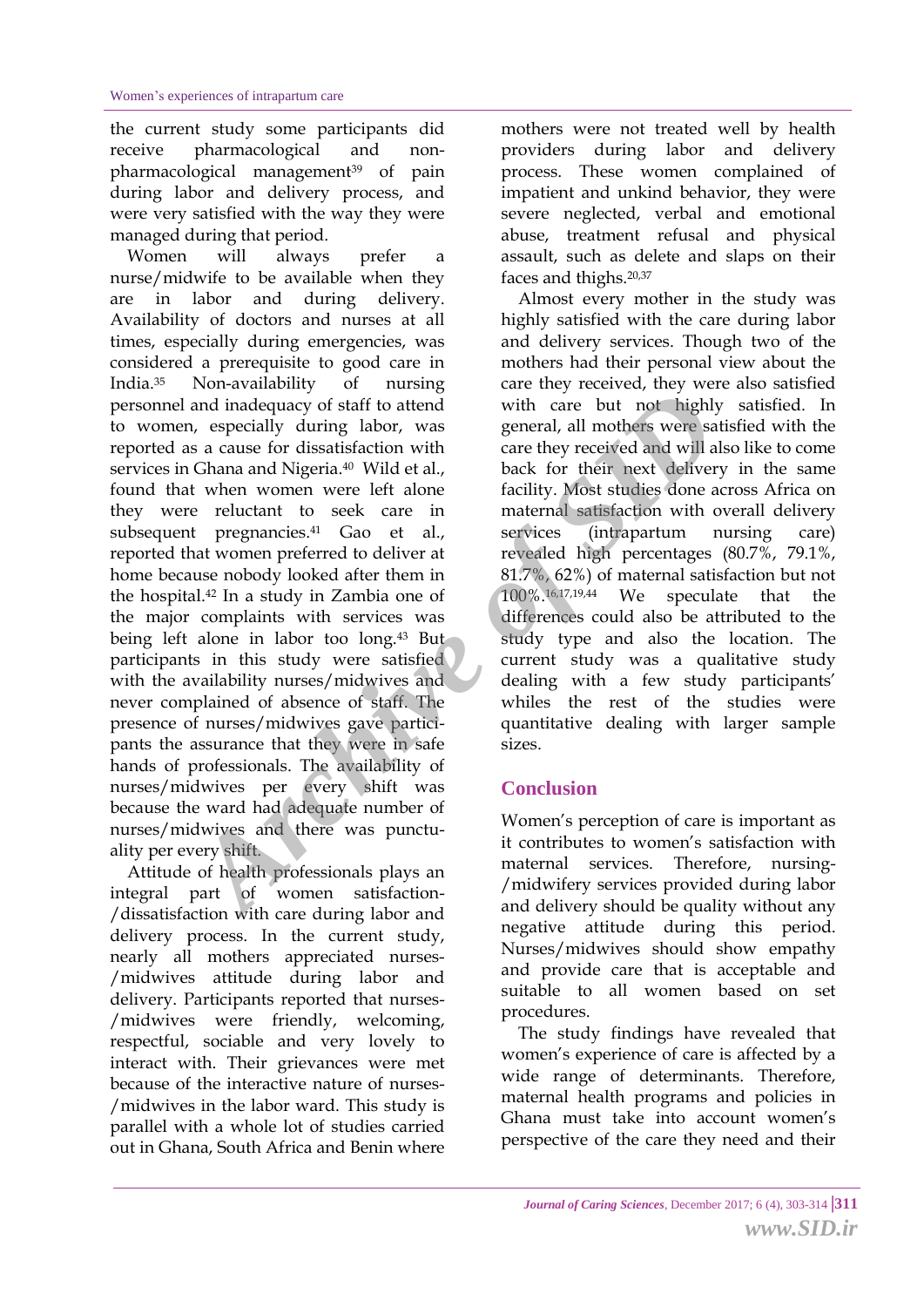the current study some participants did receive pharmacological and non-pharmacological management[39] of pain during labor and delivery process, and were very satisfied with the way they were managed during that period.

Women will always prefer a nurse/midwife to be available when they are in labor and during delivery. Availability of doctors and nurses at all times, especially during emergencies, was considered a prerequisite to good care in India.[35] Non-availability of nursing personnel and inadequacy of staff to attend to women, especially during labor, was reported as a cause for dissatisfaction with services in Ghana and Nigeria.[40] Wild et al., found that when women were left alone they were reluctant to seek care in subsequent pregnancies.[41] Gao et al., reported that women preferred to deliver at home because nobody looked after them in the hospital.[42] In a study in Zambia one of the major complaints with services was being left alone in labor too long.[43] But participants in this study were satisfied with the availability nurses/midwives and never complained of absence of staff. The presence of nurses/midwives gave participants the assurance that they were in safe hands of professionals. The availability of nurses/midwives per every shift was because the ward had adequate number of nurses/midwives and there was punctuality per every shift.

Attitude of health professionals plays an integral part of women satisfaction-/dissatisfaction with care during labor and delivery process. In the current study, nearly all mothers appreciated nurses-/midwives attitude during labor and delivery. Participants reported that nurses-/midwives were friendly, welcoming, respectful, sociable and very lovely to interact with. Their grievances were met because of the interactive nature of nurses-/midwives in the labor ward. This study is parallel with a whole lot of studies carried out in Ghana, South Africa and Benin where mothers were not treated well by health providers during labor and delivery process. These women complained of impatient and unkind behavior, they were severe neglected, verbal and emotional abuse, treatment refusal and physical assault, such as delete and slaps on their faces and thighs.[20,37]

Almost every mother in the study was highly satisfied with the care during labor and delivery services. Though two of the mothers had their personal view about the care they received, they were also satisfied with care but not highly satisfied. In general, all mothers were satisfied with the care they received and will also like to come back for their next delivery in the same facility. Most studies done across Africa on maternal satisfaction with overall delivery services (intrapartum nursing care) revealed high percentages (80.7%, 79.1%, 81.7%, 62%) of maternal satisfaction but not 100%.[16,17,19,44] We speculate that the differences could also be attributed to the study type and also the location. The current study was a qualitative study dealing with a few study participants' whiles the rest of the studies were quantitative dealing with larger sample sizes.

## Conclusion

Women's perception of care is important as it contributes to women's satisfaction with maternal services. Therefore, nursing-/midwifery services provided during labor and delivery should be quality without any negative attitude during this period. Nurses/midwives should show empathy and provide care that is acceptable and suitable to all women based on set procedures.

The study findings have revealed that women's experience of care is affected by a wide range of determinants. Therefore, maternal health programs and policies in Ghana must take into account women's perspective of the care they need and their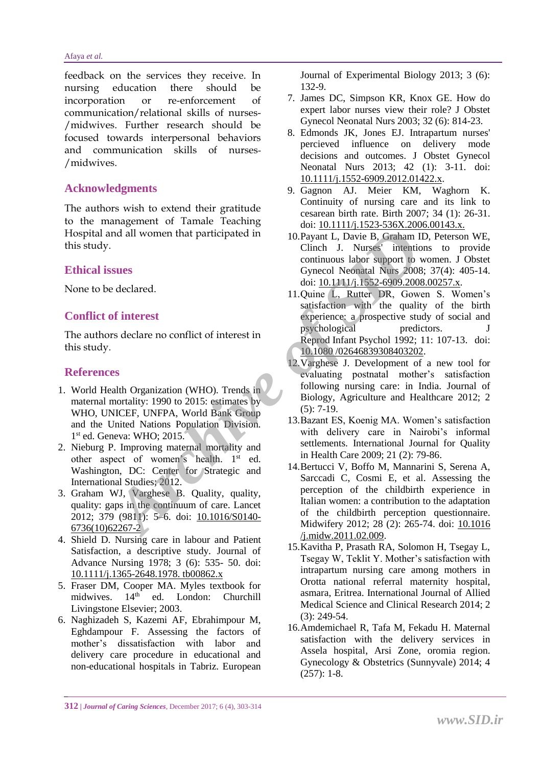feedback on the services they receive. In nursing education there should be incorporation or re-enforcement of communication/relational skills of nurses-/midwives. Further research should be focused towards interpersonal behaviors and communication skills of nurses-/midwives.

## Acknowledgments

The authors wish to extend their gratitude to the management of Tamale Teaching Hospital and all women that participated in this study.

## Ethical issues

None to be declared.

## Conflict of interest

The authors declare no conflict of interest in this study.

## References

1. World Health Organization (WHO). Trends in maternal mortality: 1990 to 2015: estimates by WHO, UNICEF, UNFPA, World Bank Group and the United Nations Population Division. 1st ed. Geneva: WHO; 2015.
2. Nieburg P. Improving maternal mortality and other aspect of women's health. 1st ed. Washington, DC: Center for Strategic and International Studies; 2012.
3. Graham WJ, Varghese B. Quality, quality, quality: gaps in the continuum of care. Lancet 2012; 379 (9811): 5–6. doi: 10.1016/S0140-6736(10)62267-2
4. Shield D. Nursing care in labour and Patient Satisfaction, a descriptive study. Journal of Advance Nursing 1978; 3 (6): 535- 50. doi: 10.1111/j.1365-2648.1978. tb00862.x
5. Fraser DM, Cooper MA. Myles textbook for midwives. 14th ed. London: Churchill Livingstone Elsevier; 2003.
6. Naghizadeh S, Kazemi AF, Ebrahimpour M, Eghdampour F. Assessing the factors of mother's dissatisfaction with labor and delivery care procedure in educational and non-educational hospitals in Tabriz. European Journal of Experimental Biology 2013; 3 (6): 132-9.
7. James DC, Simpson KR, Knox GE. How do expert labor nurses view their role? J Obstet Gynecol Neonatal Nurs 2003; 32 (6): 814-23.
8. Edmonds JK, Jones EJ. Intrapartum nurses' percieved influence on delivery mode decisions and outcomes. J Obstet Gynecol Neonatal Nurs 2013; 42 (1): 3-11. doi: 10.1111/j.1552-6909.2012.01422.x.
9. Gagnon AJ. Meier KM, Waghorn K. Continuity of nursing care and its link to cesarean birth rate. Birth 2007; 34 (1): 26-31. doi: 10.1111/j.1523-536X.2006.00143.x.
10. Payant L, Davie B, Graham ID, Peterson WE, Clinch J. Nurses' intentions to provide continuous labor support to women. J Obstet Gynecol Neonatal Nurs 2008; 37(4): 405-14. doi: 10.1111/j.1552-6909.2008.00257.x.
11. Quine L, Rutter DR, Gowen S. Women's satisfaction with the quality of the birth experience: a prospective study of social and psychological predictors. J Reprod Infant Psychol 1992; 11: 107-13. doi: 10.1080 /02646839308403202.
12. Varghese J. Development of a new tool for evaluating postnatal mother's satisfaction following nursing care: in India. Journal of Biology, Agriculture and Healthcare 2012; 2 (5): 7-19.
13. Bazant ES, Koenig MA. Women's satisfaction with delivery care in Nairobi's informal settlements. International Journal for Quality in Health Care 2009; 21 (2): 79-86.
14. Bertucci V, Boffo M, Mannarini S, Serena A, Sarccadi C, Cosmi E, et al. Assessing the perception of the childbirth experience in Italian women: a contribution to the adaptation of the childbirth perception questionnaire. Midwifery 2012; 28 (2): 265-74. doi: 10.1016 /j.midw.2011.02.009.
15. Kavitha P, Prasath RA, Solomon H, Tsegay L, Tsegay W, Teklit Y. Mother's satisfaction with intrapartum nursing care among mothers in Orotta national referral maternity hospital, asmara, Eritrea. International Journal of Allied Medical Science and Clinical Research 2014; 2 (3): 249-54.
16. Amdemichael R, Tafa M, Fekadu H. Maternal satisfaction with the delivery services in Assela hospital, Arsi Zone, oromia region. Gynecology & Obstetrics (Sunnyvale) 2014; 4 (257): 1-8.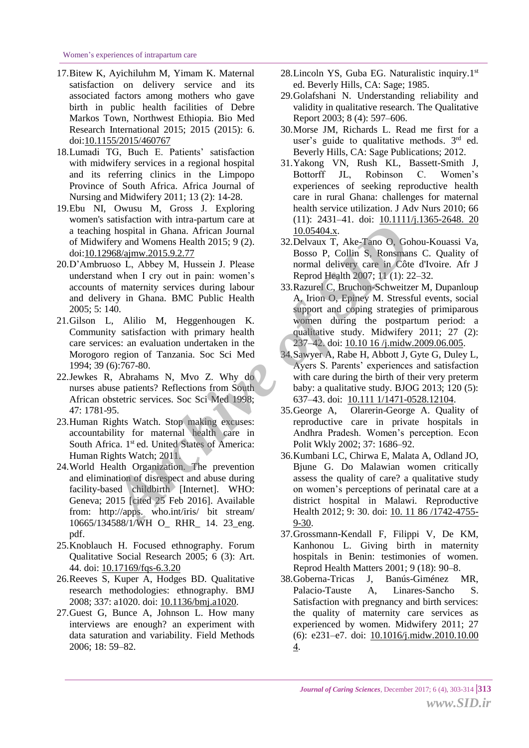17. Bitew K, Ayichiluhm M, Yimam K. Maternal satisfaction on delivery service and its associated factors among mothers who gave birth in public health facilities of Debre Markos Town, Northwest Ethiopia. Bio Med Research International 2015; 2015 (2015): 6. doi:10.1155/2015/460767
18. Lumadi TG, Buch E. Patients' satisfaction with midwifery services in a regional hospital and its referring clinics in the Limpopo Province of South Africa. Africa Journal of Nursing and Midwifery 2011; 13 (2): 14-28.
19. Ebu NI, Owusu M, Gross J. Exploring women's satisfaction with intra-partum care at a teaching hospital in Ghana. African Journal of Midwifery and Womens Health 2015; 9 (2). doi:10.12968/ajmw.2015.9.2.77
20. D'Ambruoso L, Abbey M, Hussein J. Please understand when I cry out in pain: women's accounts of maternity services during labour and delivery in Ghana. BMC Public Health 2005; 5: 140.
21. Gilson L, Alilio M, Heggenhougen K. Community satisfaction with primary health care services: an evaluation undertaken in the Morogoro region of Tanzania. Soc Sci Med 1994; 39 (6):767-80.
22. Jewkes R, Abrahams N, Mvo Z. Why do nurses abuse patients? Reflections from South African obstetric services. Soc Sci Med 1998; 47: 1781-95.
23. Human Rights Watch. Stop making excuses: accountability for maternal health care in South Africa. 1st ed. United States of America: Human Rights Watch; 2011.
24. World Health Organization. The prevention and elimination of disrespect and abuse during facility-based childbirth [Internet]. WHO: Geneva; 2015 [cited 25 Feb 2016]. Available from: http://apps. who.int/iris/ bit stream/ 10665/134588/1/WH O_ RHR_ 14. 23_eng. pdf.
25. Knoblauch H. Focused ethnography. Forum Qualitative Social Research 2005; 6 (3): Art. 44. doi: 10.17169/fqs-6.3.20
26. Reeves S, Kuper A, Hodges BD. Qualitative research methodologies: ethnography. BMJ 2008; 337: a1020. doi: 10.1136/bmj.a1020.
27. Guest G, Bunce A, Johnson L. How many interviews are enough? an experiment with data saturation and variability. Field Methods 2006; 18: 59–82.
28. Lincoln YS, Guba EG. Naturalistic inquiry. 1st ed. Beverly Hills, CA: Sage; 1985.
29. Golafshani N. Understanding reliability and validity in qualitative research. The Qualitative Report 2003; 8 (4): 597–606.
30. Morse JM, Richards L. Read me first for a user's guide to qualitative methods. 3rd ed. Beverly Hills, CA: Sage Publications; 2012.
31. Yakong VN, Rush KL, Bassett-Smith J, Bottorff JL, Robinson C. Women's experiences of seeking reproductive health care in rural Ghana: challenges for maternal health service utilization. J Adv Nurs 2010; 66 (11): 2431–41. doi: 10.1111/j.1365-2648. 2010.05404.x.
32. Delvaux T, Ake-Tano O, Gohou-Kouassi Va, Bosso P, Collin S, Ronsmans C. Quality of normal delivery care in Côte d'Ivoire. Afr J Reprod Health 2007; 11 (1): 22–32.
33. Razurel C, Bruchon-Schweitzer M, Dupanloup A, Irion O, Epiney M. Stressful events, social support and coping strategies of primiparous women during the postpartum period: a qualitative study. Midwifery 2011; 27 (2): 237–42. doi: 10.10 16 /j.midw.2009.06.005.
34. Sawyer A, Rabe H, Abbott J, Gyte G, Duley L, Ayers S. Parents' experiences and satisfaction with care during the birth of their very preterm baby: a qualitative study. BJOG 2013; 120 (5): 637–43. doi: 10.111 1/1471-0528.12104.
35. George A, Olarerin-George A. Quality of reproductive care in private hospitals in Andhra Pradesh. Women's perception. Econ Polit Wkly 2002; 37: 1686–92.
36. Kumbani LC, Chirwa E, Malata A, Odland JO, Bjune G. Do Malawian women critically assess the quality of care? a qualitative study on women's perceptions of perinatal care at a district hospital in Malawi. Reproductive Health 2012; 9: 30. doi: 10. 11 86 /1742-4755-9-30.
37. Grossmann-Kendall F, Filippi V, De KM, Kanhonou L. Giving birth in maternity hospitals in Benin: testimonies of women. Reprod Health Matters 2001; 9 (18): 90–8.
38. Goberna-Tricas J, Banús-Giménez MR, Palacio-Tauste A, Linares-Sancho S. Satisfaction with pregnancy and birth services: the quality of maternity care services as experienced by women. Midwifery 2011; 27 (6): e231–e7. doi: 10.1016/j.midw.2010.10.004.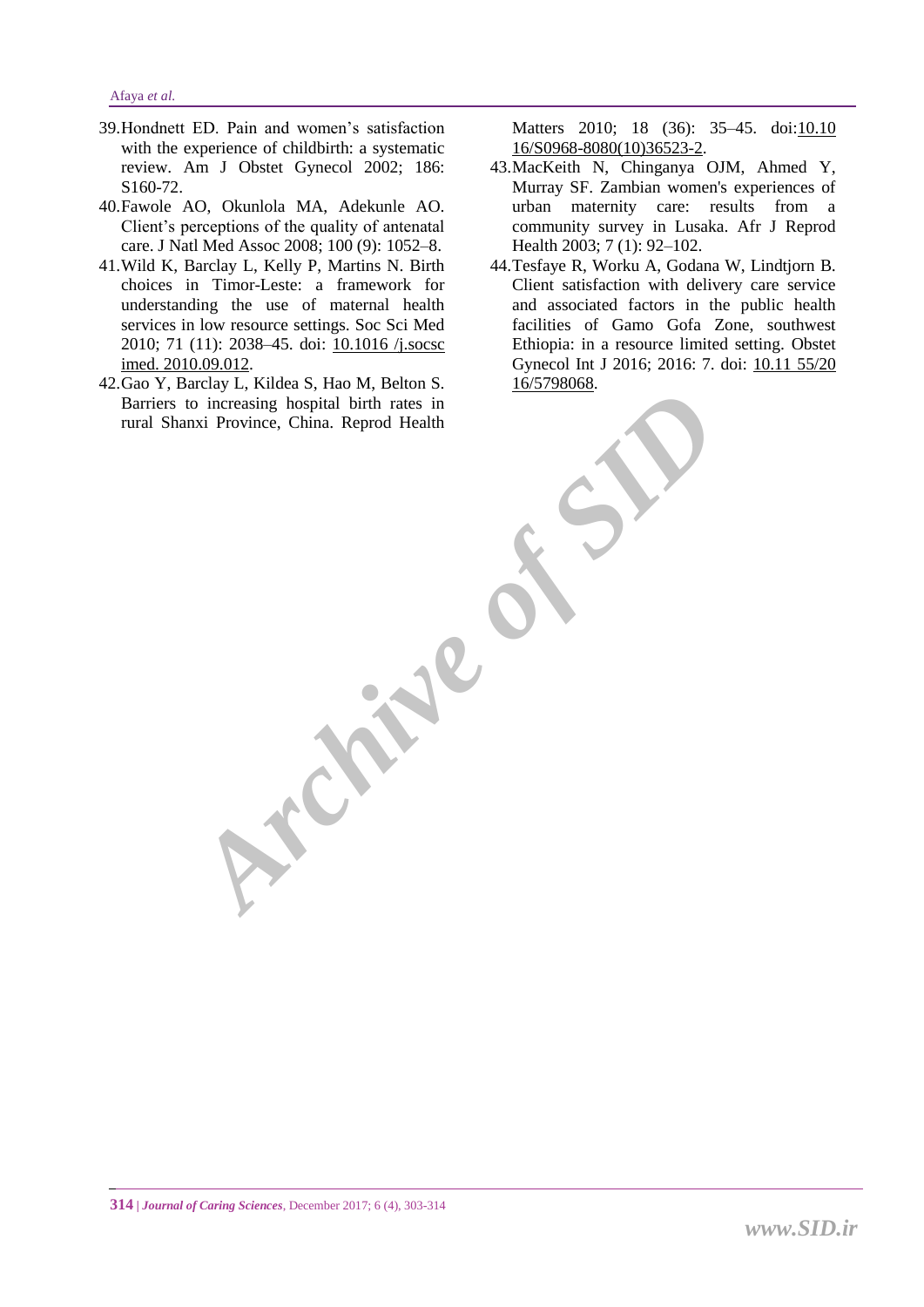39. Hondnett ED. Pain and women's satisfaction with the experience of childbirth: a systematic review. Am J Obstet Gynecol 2002; 186: S160-72.
40. Fawole AO, Okunlola MA, Adekunle AO. Client's perceptions of the quality of antenatal care. J Natl Med Assoc 2008; 100 (9): 1052–8.
41. Wild K, Barclay L, Kelly P, Martins N. Birth choices in Timor-Leste: a framework for understanding the use of maternal health services in low resource settings. Soc Sci Med 2010; 71 (11): 2038–45. doi: 10.1016 /j.socscimed. 2010.09.012.
42. Gao Y, Barclay L, Kildea S, Hao M, Belton S. Barriers to increasing hospital birth rates in rural Shanxi Province, China. Reprod Health Matters 2010; 18 (36): 35–45. doi:10.1016/S0968-8080(10)36523-2.
43. MacKeith N, Chinganya OJM, Ahmed Y, Murray SF. Zambian women's experiences of urban maternity care: results from a community survey in Lusaka. Afr J Reprod Health 2003; 7 (1): 92–102.
44. Tesfaye R, Worku A, Godana W, Lindtjorn B. Client satisfaction with delivery care service and associated factors in the public health facilities of Gamo Gofa Zone, southwest Ethiopia: in a resource limited setting. Obstet Gynecol Int J 2016; 2016: 7. doi: 10.11 55/2016/5798068.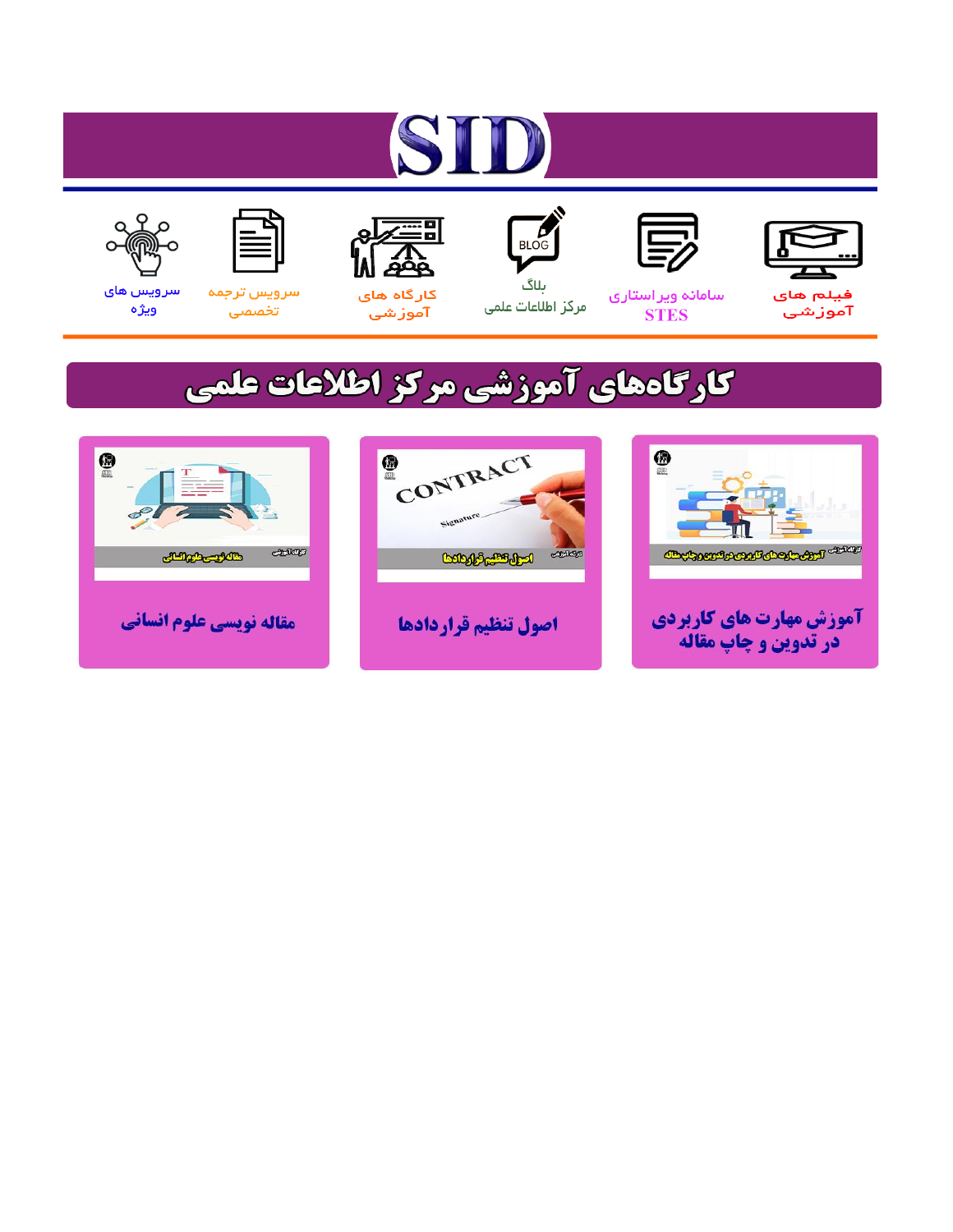# SID

فیلم های آموزشی

سامانه ویراستاری STES

بلاگ مرکز اطلاعات علمی

کارگاه های آموزشی

سرویس ترجمه تخصصی

سرویس های ویژه

## کارگاه‌های آموزشی مرکز اطلاعات علمی

آموزش مهارت های کاربردی در تدوین و چاپ مقاله

اصول تنظیم قراردادها

مقاله نویسی علوم انسانی